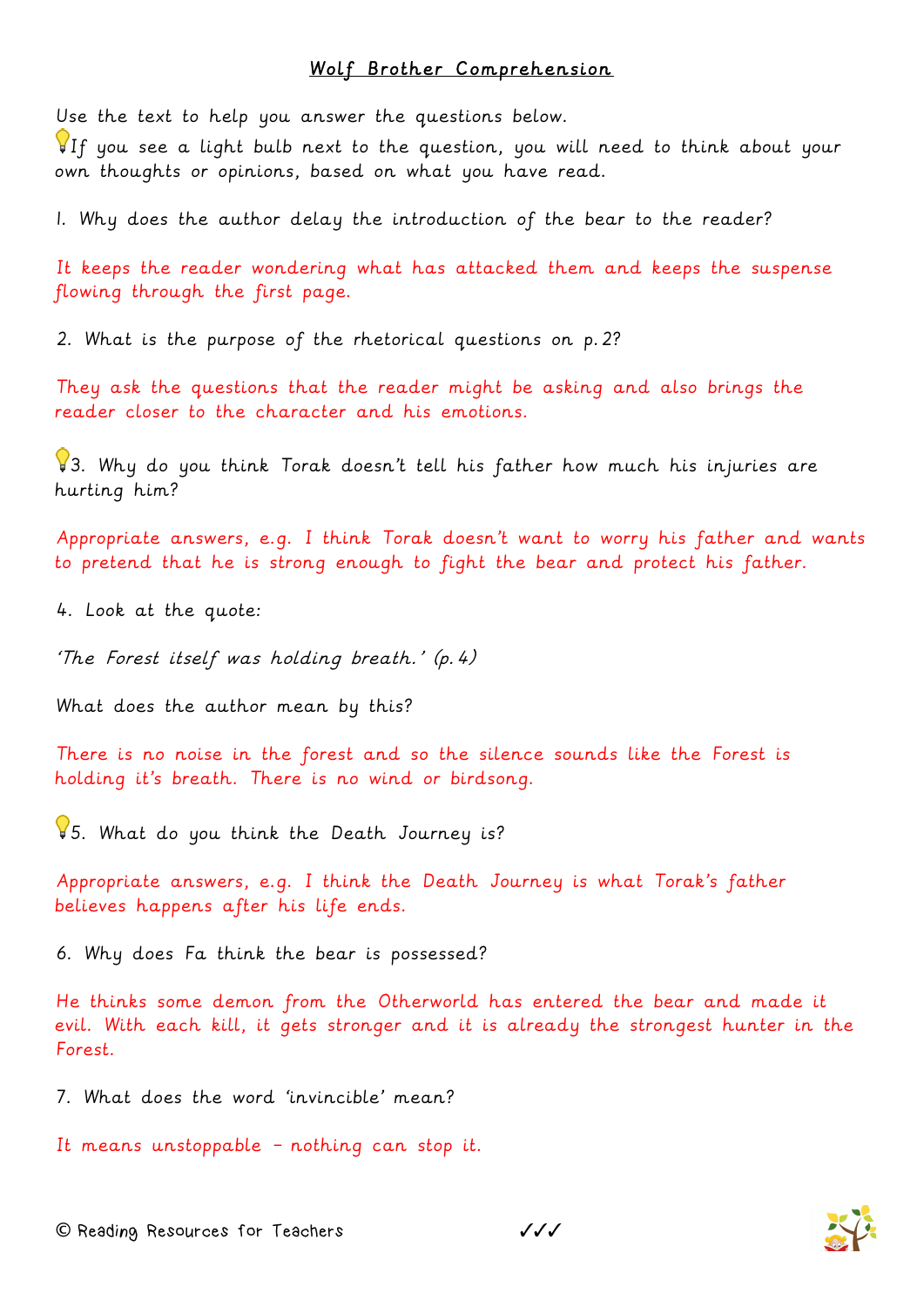# Wolf Brother Comprehension

Use the text to help you answer the questions below.
💡If you see a light bulb next to the question, you will need to think about your own thoughts or opinions, based on what you have read.

1. Why does the author delay the introduction of the bear to the reader?

It keeps the reader wondering what has attacked them and keeps the suspense flowing through the first page.

2. What is the purpose of the rhetorical questions on p.2?

They ask the questions that the reader might be asking and also brings the reader closer to the character and his emotions.

💡3. Why do you think Torak doesn't tell his father how much his injuries are hurting him?

Appropriate answers, e.g. I think Torak doesn't want to worry his father and wants to pretend that he is strong enough to fight the bear and protect his father.

4. Look at the quote:

*'The Forest itself was holding breath.' (p.4)*

What does the author mean by this?

There is no noise in the forest and so the silence sounds like the Forest is holding it's breath. There is no wind or birdsong.

💡5. What do you think the Death Journey is?

Appropriate answers, e.g. I think the Death Journey is what Torak's father believes happens after his life ends.

6. Why does Fa think the bear is possessed?

He thinks some demon from the Otherworld has entered the bear and made it evil. With each kill, it gets stronger and it is already the strongest hunter in the Forest.

7. What does the word 'invincible' mean?

It means unstoppable – nothing can stop it.

© Reading Resources for Teachers ✓✓✓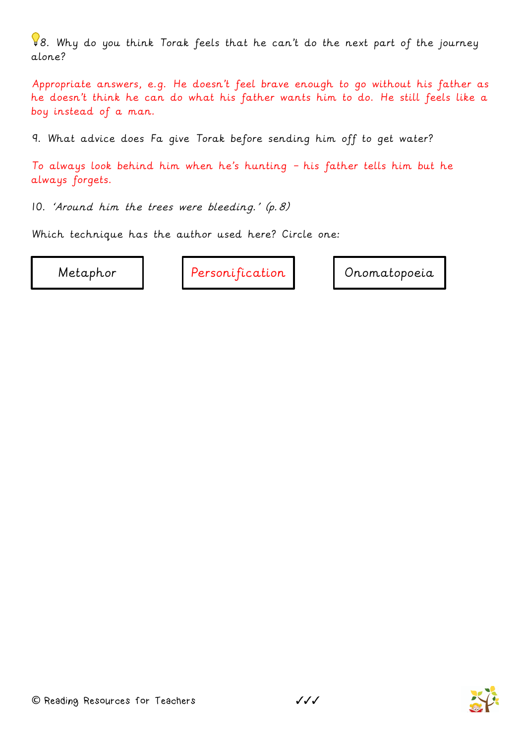8. Why do you think Torak feels that he can't do the next part of the journey alone?

Appropriate answers, e.g. He doesn't feel brave enough to go without his father as he doesn't think he can do what his father wants him to do. He still feels like a boy instead of a man.

9. What advice does Fa give Torak before sending him off to get water?

To always look behind him when he's hunting – his father tells him but he always forgets.

10. *'Around him the trees were bleeding.' (p. 8)*

Which technique has the author used here? Circle one:

| | | |
|---|---|---|
| Metaphor | Personification | Onomatopoeia |